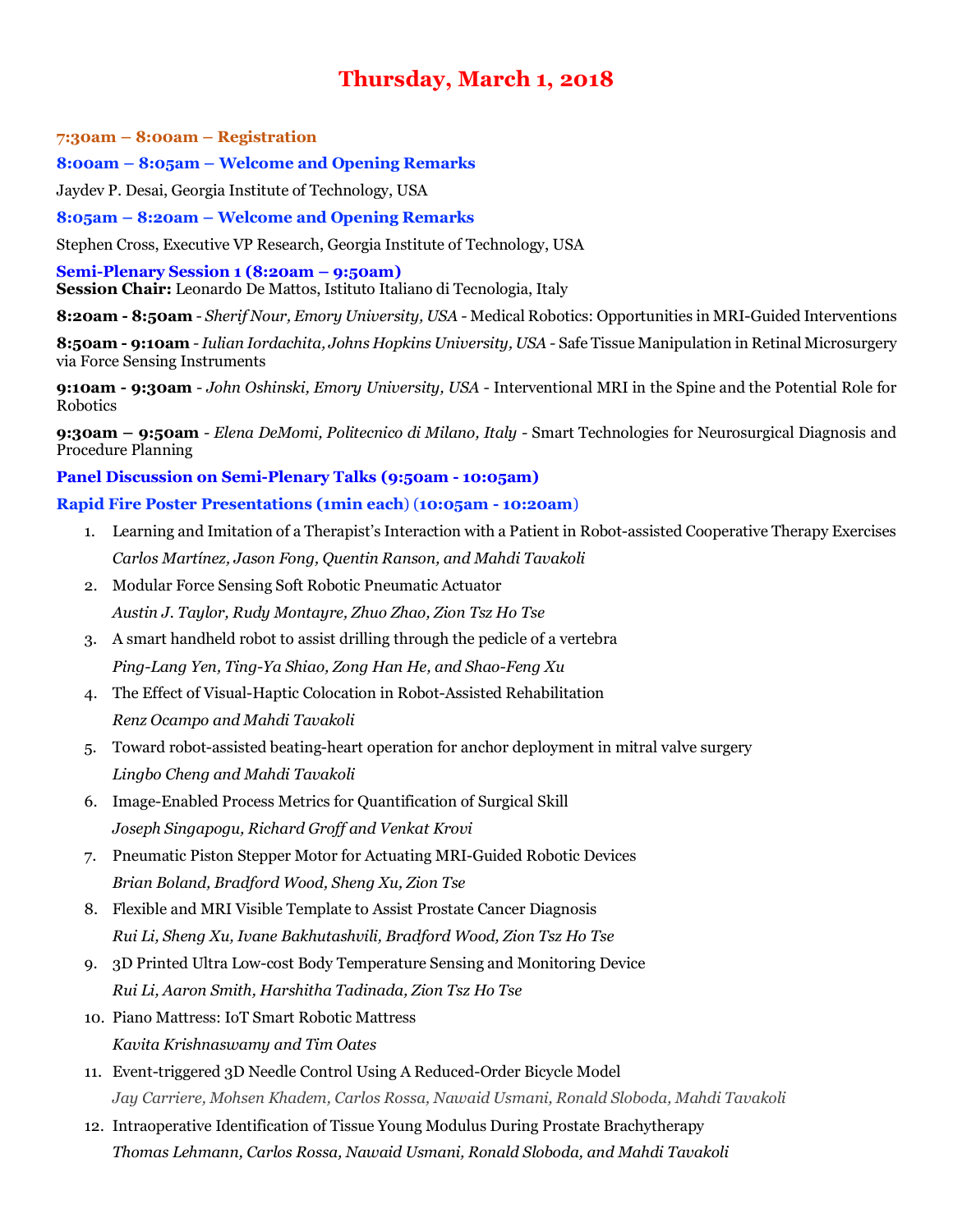# Thursday, March 1, 2018

**7:30am – 8:00am – Registration**

**8:00am – 8:05am – Welcome and Opening Remarks**

Jaydev P. Desai, Georgia Institute of Technology, USA

**8:05am – 8:20am – Welcome and Opening Remarks**

Stephen Cross, Executive VP Research, Georgia Institute of Technology, USA

**Semi-Plenary Session 1 (8:20am – 9:50am)**
**Session Chair:** Leonardo De Mattos, Istituto Italiano di Tecnologia, Italy

**8:20am - 8:50am** - *Sherif Nour, Emory University, USA* - Medical Robotics: Opportunities in MRI-Guided Interventions

**8:50am - 9:10am** - *Iulian Iordachita, Johns Hopkins University, USA* - Safe Tissue Manipulation in Retinal Microsurgery via Force Sensing Instruments

**9:10am - 9:30am** - *John Oshinski, Emory University, USA* - Interventional MRI in the Spine and the Potential Role for Robotics

**9:30am – 9:50am** - *Elena DeMomi, Politecnico di Milano, Italy* - Smart Technologies for Neurosurgical Diagnosis and Procedure Planning

**Panel Discussion on Semi-Plenary Talks (9:50am - 10:05am)**

**Rapid Fire Poster Presentations (1min each) (10:05am - 10:20am)**

1. Learning and Imitation of a Therapist's Interaction with a Patient in Robot-assisted Cooperative Therapy Exercises
   *Carlos Martínez, Jason Fong, Quentin Ranson, and Mahdi Tavakoli*
2. Modular Force Sensing Soft Robotic Pneumatic Actuator
   *Austin J. Taylor, Rudy Montayre, Zhuo Zhao, Zion Tsz Ho Tse*
3. A smart handheld robot to assist drilling through the pedicle of a vertebra
   *Ping-Lang Yen, Ting-Ya Shiao, Zong Han He, and Shao-Feng Xu*
4. The Effect of Visual-Haptic Colocation in Robot-Assisted Rehabilitation
   *Renz Ocampo and Mahdi Tavakoli*
5. Toward robot-assisted beating-heart operation for anchor deployment in mitral valve surgery
   *Lingbo Cheng and Mahdi Tavakoli*
6. Image-Enabled Process Metrics for Quantification of Surgical Skill
   *Joseph Singapogu, Richard Groff and Venkat Krovi*
7. Pneumatic Piston Stepper Motor for Actuating MRI-Guided Robotic Devices
   *Brian Boland, Bradford Wood, Sheng Xu, Zion Tse*
8. Flexible and MRI Visible Template to Assist Prostate Cancer Diagnosis
   *Rui Li, Sheng Xu, Ivane Bakhutashvili, Bradford Wood, Zion Tsz Ho Tse*
9. 3D Printed Ultra Low-cost Body Temperature Sensing and Monitoring Device
   *Rui Li, Aaron Smith, Harshitha Tadinada, Zion Tsz Ho Tse*
10. Piano Mattress: IoT Smart Robotic Mattress
    *Kavita Krishnaswamy and Tim Oates*
11. Event-triggered 3D Needle Control Using A Reduced-Order Bicycle Model
    *Jay Carriere, Mohsen Khadem, Carlos Rossa, Nawaid Usmani, Ronald Sloboda, Mahdi Tavakoli*
12. Intraoperative Identification of Tissue Young Modulus During Prostate Brachytherapy
    *Thomas Lehmann, Carlos Rossa, Nawaid Usmani, Ronald Sloboda, and Mahdi Tavakoli*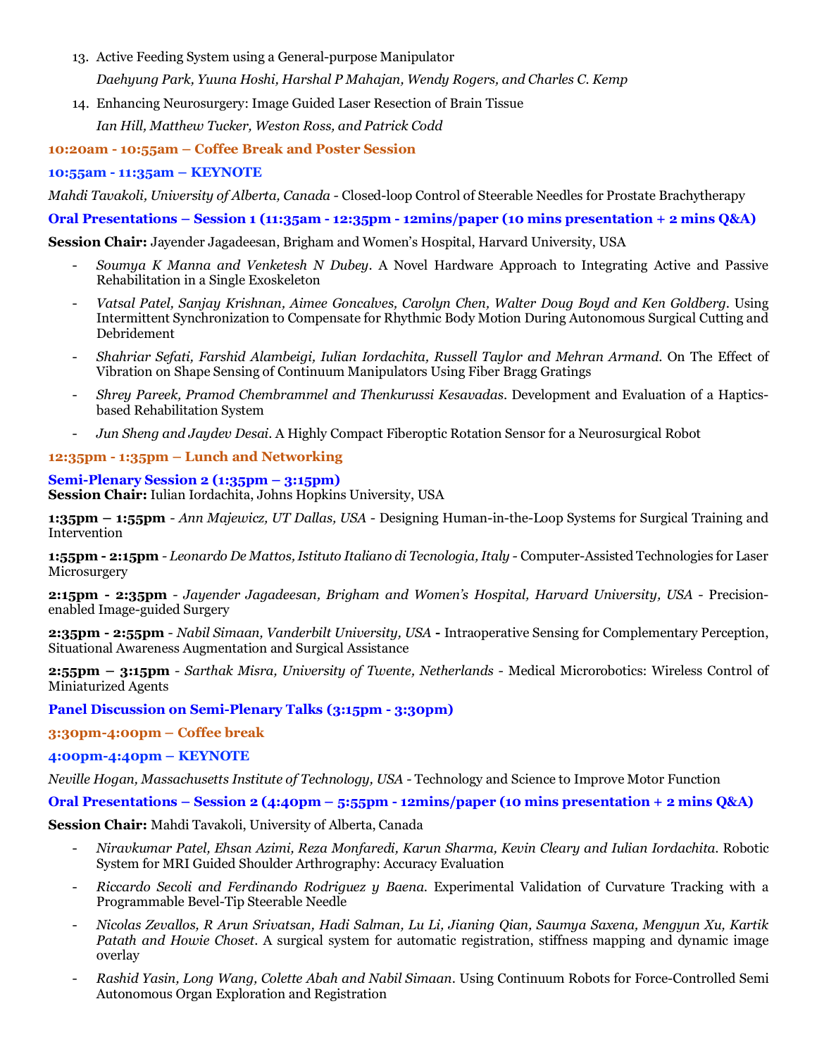13. Active Feeding System using a General-purpose Manipulator
    *Daehyung Park, Yuuna Hoshi, Harshal P Mahajan, Wendy Rogers, and Charles C. Kemp*
14. Enhancing Neurosurgery: Image Guided Laser Resection of Brain Tissue
    *Ian Hill, Matthew Tucker, Weston Ross, and Patrick Codd*

**10:20am - 10:55am – Coffee Break and Poster Session**

**10:55am - 11:35am – KEYNOTE**

*Mahdi Tavakoli, University of Alberta, Canada* - Closed-loop Control of Steerable Needles for Prostate Brachytherapy

**Oral Presentations – Session 1 (11:35am - 12:35pm - 12mins/paper (10 mins presentation + 2 mins Q&A)**

**Session Chair:** Jayender Jagadeesan, Brigham and Women's Hospital, Harvard University, USA

- *Soumya K Manna and Venketesh N Dubey*. A Novel Hardware Approach to Integrating Active and Passive Rehabilitation in a Single Exoskeleton
- *Vatsal Patel, Sanjay Krishnan, Aimee Goncalves, Carolyn Chen, Walter Doug Boyd and Ken Goldberg*. Using Intermittent Synchronization to Compensate for Rhythmic Body Motion During Autonomous Surgical Cutting and Debridement
- *Shahriar Sefati, Farshid Alambeigi, Iulian Iordachita, Russell Taylor and Mehran Armand*. On The Effect of Vibration on Shape Sensing of Continuum Manipulators Using Fiber Bragg Gratings
- *Shrey Pareek, Pramod Chembrammel and Thenkurussi Kesavadas*. Development and Evaluation of a Haptics-based Rehabilitation System
- *Jun Sheng and Jaydev Desai*. A Highly Compact Fiberoptic Rotation Sensor for a Neurosurgical Robot

**12:35pm - 1:35pm – Lunch and Networking**

**Semi-Plenary Session 2 (1:35pm – 3:15pm)**
**Session Chair:** Iulian Iordachita, Johns Hopkins University, USA

**1:35pm – 1:55pm** - *Ann Majewicz, UT Dallas, USA* - Designing Human-in-the-Loop Systems for Surgical Training and Intervention

**1:55pm - 2:15pm** - *Leonardo De Mattos, Istituto Italiano di Tecnologia, Italy* - Computer-Assisted Technologies for Laser Microsurgery

**2:15pm - 2:35pm** - *Jayender Jagadeesan, Brigham and Women's Hospital, Harvard University, USA* - Precision-enabled Image-guided Surgery

**2:35pm - 2:55pm** - *Nabil Simaan, Vanderbilt University, USA* **-** Intraoperative Sensing for Complementary Perception, Situational Awareness Augmentation and Surgical Assistance

**2:55pm – 3:15pm** - *Sarthak Misra, University of Twente, Netherlands* - Medical Microrobotics: Wireless Control of Miniaturized Agents

**Panel Discussion on Semi-Plenary Talks (3:15pm - 3:30pm)**

**3:30pm-4:00pm – Coffee break**

**4:00pm-4:40pm – KEYNOTE**

*Neville Hogan, Massachusetts Institute of Technology, USA* - Technology and Science to Improve Motor Function

**Oral Presentations – Session 2 (4:40pm – 5:55pm - 12mins/paper (10 mins presentation + 2 mins Q&A)**

**Session Chair:** Mahdi Tavakoli, University of Alberta, Canada

- *Niravkumar Patel, Ehsan Azimi, Reza Monfaredi, Karun Sharma, Kevin Cleary and Iulian Iordachita*. Robotic System for MRI Guided Shoulder Arthrography: Accuracy Evaluation
- *Riccardo Secoli and Ferdinando Rodriguez y Baena*. Experimental Validation of Curvature Tracking with a Programmable Bevel-Tip Steerable Needle
- *Nicolas Zevallos, R Arun Srivatsan, Hadi Salman, Lu Li, Jianing Qian, Saumya Saxena, Mengyun Xu, Kartik Patath and Howie Choset*. A surgical system for automatic registration, stiffness mapping and dynamic image overlay
- *Rashid Yasin, Long Wang, Colette Abah and Nabil Simaan*. Using Continuum Robots for Force-Controlled Semi Autonomous Organ Exploration and Registration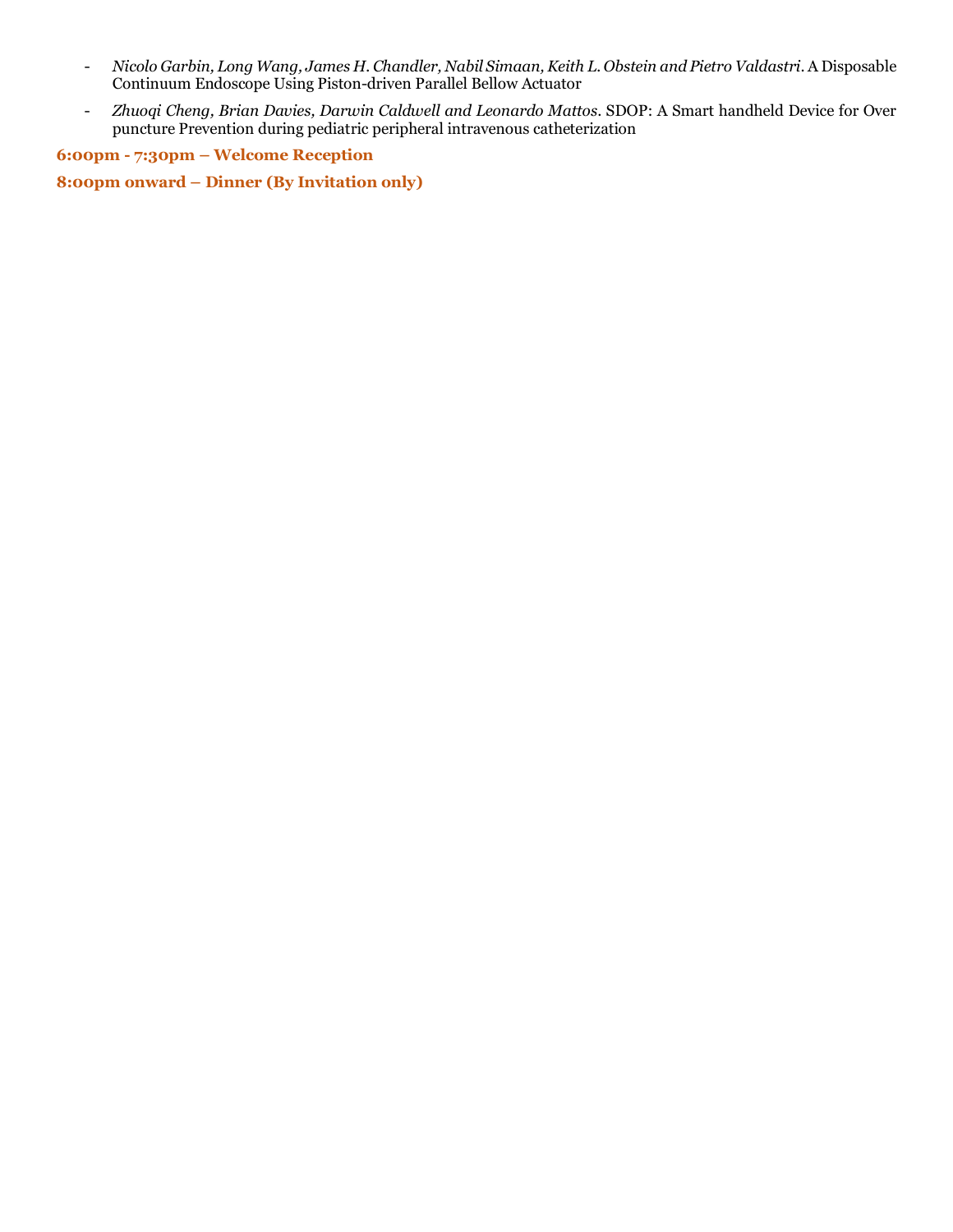- *Nicolo Garbin, Long Wang, James H. Chandler, Nabil Simaan, Keith L. Obstein and Pietro Valdastri.* A Disposable Continuum Endoscope Using Piston-driven Parallel Bellow Actuator
- *Zhuoqi Cheng, Brian Davies, Darwin Caldwell and Leonardo Mattos.* SDOP: A Smart handheld Device for Over puncture Prevention during pediatric peripheral intravenous catheterization

**6:00pm - 7:30pm – Welcome Reception**

**8:00pm onward – Dinner (By Invitation only)**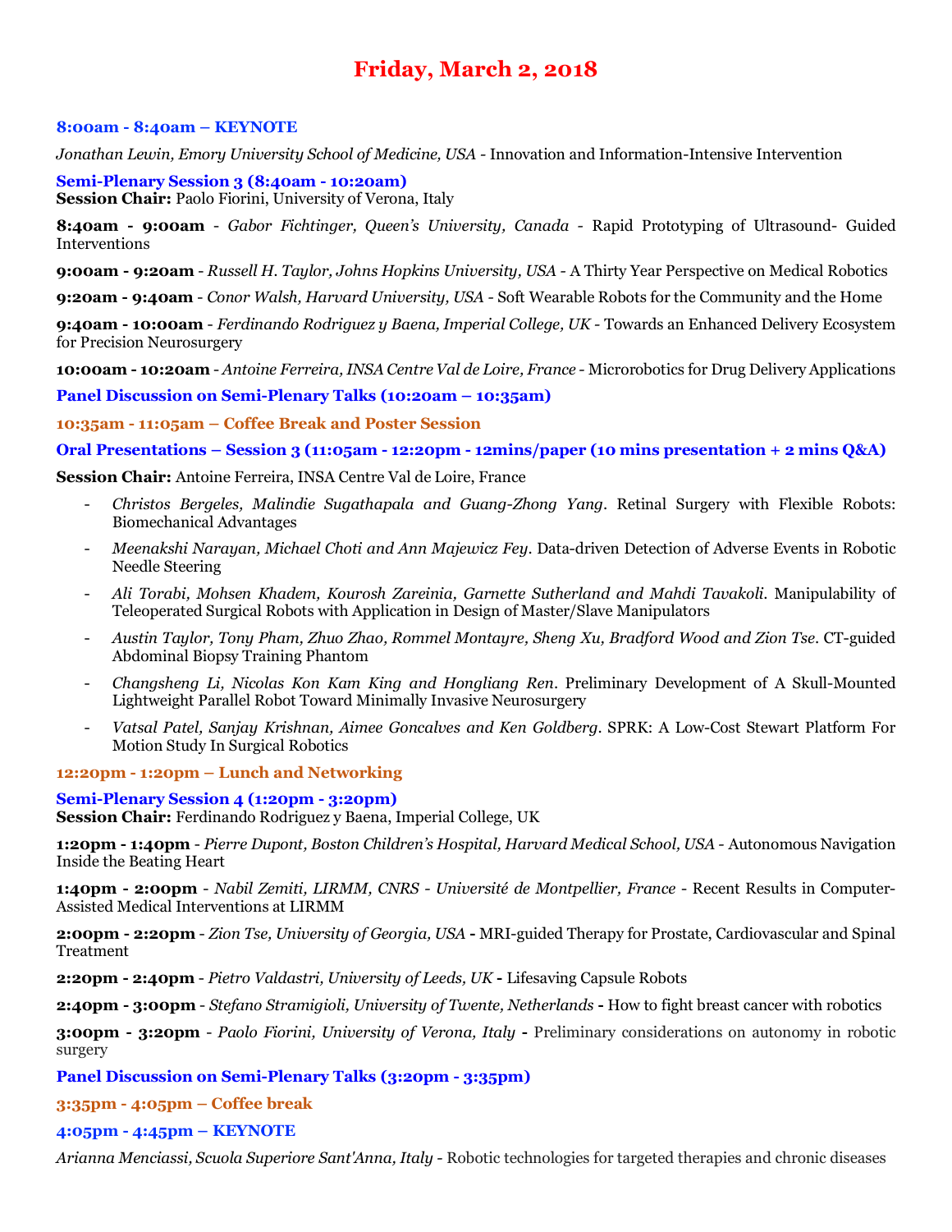# Friday, March 2, 2018

**8:00am - 8:40am – KEYNOTE**

*Jonathan Lewin, Emory University School of Medicine, USA* - Innovation and Information-Intensive Intervention

**Semi-Plenary Session 3 (8:40am - 10:20am)**
**Session Chair:** Paolo Fiorini, University of Verona, Italy

**8:40am - 9:00am** - *Gabor Fichtinger, Queen's University, Canada* - Rapid Prototyping of Ultrasound- Guided Interventions

**9:00am - 9:20am** - *Russell H. Taylor, Johns Hopkins University, USA* - A Thirty Year Perspective on Medical Robotics

**9:20am - 9:40am** - *Conor Walsh, Harvard University, USA* - Soft Wearable Robots for the Community and the Home

**9:40am - 10:00am** - *Ferdinando Rodriguez y Baena, Imperial College, UK* - Towards an Enhanced Delivery Ecosystem for Precision Neurosurgery

**10:00am - 10:20am** - *Antoine Ferreira, INSA Centre Val de Loire, France* - Microrobotics for Drug Delivery Applications

**Panel Discussion on Semi-Plenary Talks (10:20am – 10:35am)**

**10:35am - 11:05am – Coffee Break and Poster Session**

**Oral Presentations – Session 3 (11:05am - 12:20pm - 12mins/paper (10 mins presentation + 2 mins Q&A)**

**Session Chair:** Antoine Ferreira, INSA Centre Val de Loire, France

- *Christos Bergeles, Malindie Sugathapala and Guang-Zhong Yang*. Retinal Surgery with Flexible Robots: Biomechanical Advantages
- *Meenakshi Narayan, Michael Choti and Ann Majewicz Fey*. Data-driven Detection of Adverse Events in Robotic Needle Steering
- *Ali Torabi, Mohsen Khadem, Kourosh Zareinia, Garnette Sutherland and Mahdi Tavakoli*. Manipulability of Teleoperated Surgical Robots with Application in Design of Master/Slave Manipulators
- *Austin Taylor, Tony Pham, Zhuo Zhao, Rommel Montayre, Sheng Xu, Bradford Wood and Zion Tse*. CT-guided Abdominal Biopsy Training Phantom
- *Changsheng Li, Nicolas Kon Kam King and Hongliang Ren*. Preliminary Development of A Skull-Mounted Lightweight Parallel Robot Toward Minimally Invasive Neurosurgery
- *Vatsal Patel, Sanjay Krishnan, Aimee Goncalves and Ken Goldberg*. SPRK: A Low-Cost Stewart Platform For Motion Study In Surgical Robotics

**12:20pm - 1:20pm – Lunch and Networking**

**Semi-Plenary Session 4 (1:20pm - 3:20pm)**
**Session Chair:** Ferdinando Rodriguez y Baena, Imperial College, UK

**1:20pm - 1:40pm** - *Pierre Dupont, Boston Children's Hospital, Harvard Medical School, USA* - Autonomous Navigation Inside the Beating Heart

**1:40pm - 2:00pm** - *Nabil Zemiti, LIRMM, CNRS - Université de Montpellier, France* - Recent Results in Computer-Assisted Medical Interventions at LIRMM

**2:00pm - 2:20pm** - *Zion Tse, University of Georgia, USA* **-** MRI-guided Therapy for Prostate, Cardiovascular and Spinal Treatment

**2:20pm - 2:40pm** - *Pietro Valdastri, University of Leeds, UK* **-** Lifesaving Capsule Robots

**2:40pm - 3:00pm** - *Stefano Stramigioli, University of Twente, Netherlands* **-** How to fight breast cancer with robotics

**3:00pm - 3:20pm** - *Paolo Fiorini, University of Verona, Italy* **-** Preliminary considerations on autonomy in robotic surgery

**Panel Discussion on Semi-Plenary Talks (3:20pm - 3:35pm)**

**3:35pm - 4:05pm – Coffee break**

**4:05pm - 4:45pm – KEYNOTE**

*Arianna Menciassi, Scuola Superiore Sant'Anna, Italy* - Robotic technologies for targeted therapies and chronic diseases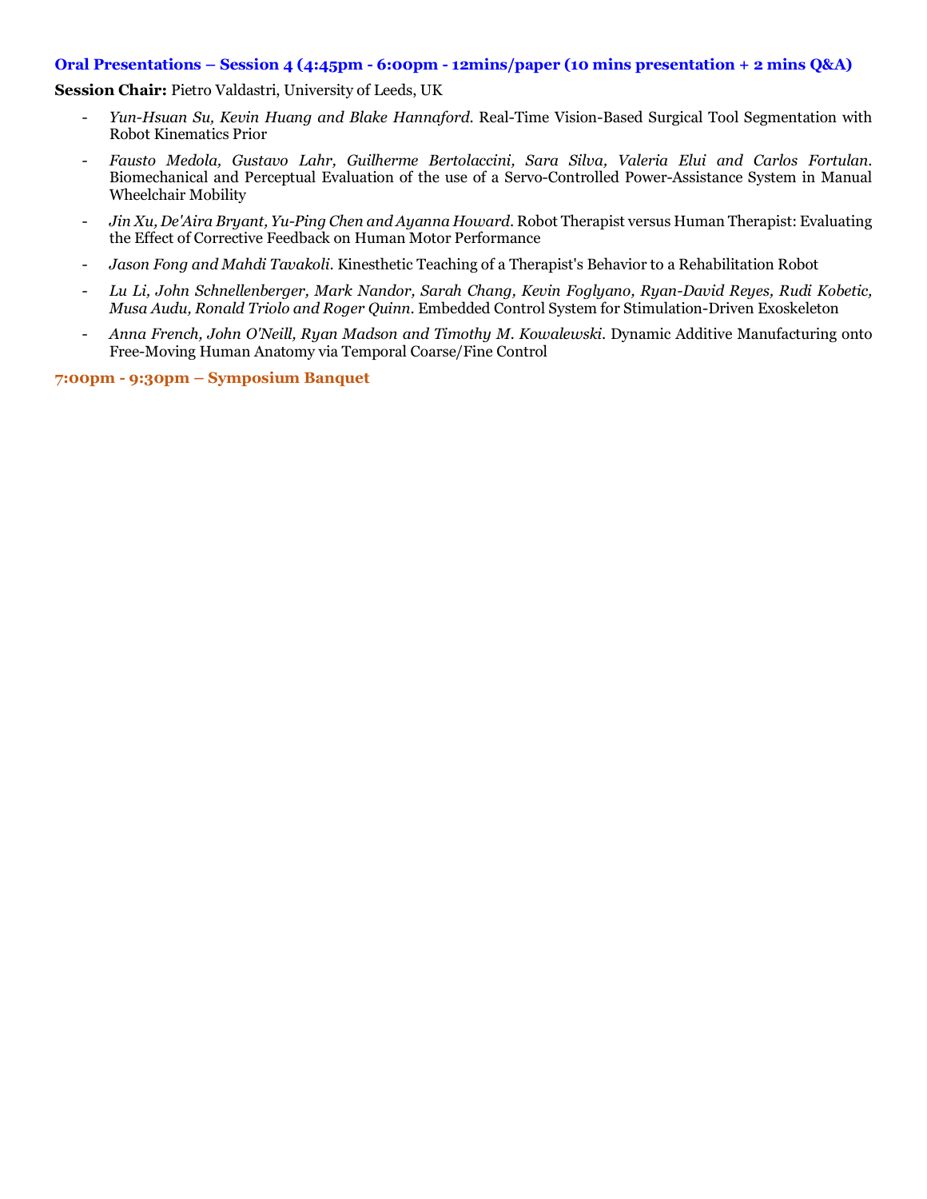### Oral Presentations – Session 4 (4:45pm - 6:00pm - 12mins/paper (10 mins presentation + 2 mins Q&A)

**Session Chair:** Pietro Valdastri, University of Leeds, UK

- *Yun-Hsuan Su, Kevin Huang and Blake Hannaford*. Real-Time Vision-Based Surgical Tool Segmentation with Robot Kinematics Prior
- *Fausto Medola, Gustavo Lahr, Guilherme Bertolaccini, Sara Silva, Valeria Elui and Carlos Fortulan*. Biomechanical and Perceptual Evaluation of the use of a Servo-Controlled Power-Assistance System in Manual Wheelchair Mobility
- *Jin Xu, De'Aira Bryant, Yu-Ping Chen and Ayanna Howard*. Robot Therapist versus Human Therapist: Evaluating the Effect of Corrective Feedback on Human Motor Performance
- *Jason Fong and Mahdi Tavakoli*. Kinesthetic Teaching of a Therapist's Behavior to a Rehabilitation Robot
- *Lu Li, John Schnellenberger, Mark Nandor, Sarah Chang, Kevin Foglyano, Ryan-David Reyes, Rudi Kobetic, Musa Audu, Ronald Triolo and Roger Quinn*. Embedded Control System for Stimulation-Driven Exoskeleton
- *Anna French, John O'Neill, Ryan Madson and Timothy M. Kowalewski*. Dynamic Additive Manufacturing onto Free-Moving Human Anatomy via Temporal Coarse/Fine Control

### 7:00pm - 9:30pm – Symposium Banquet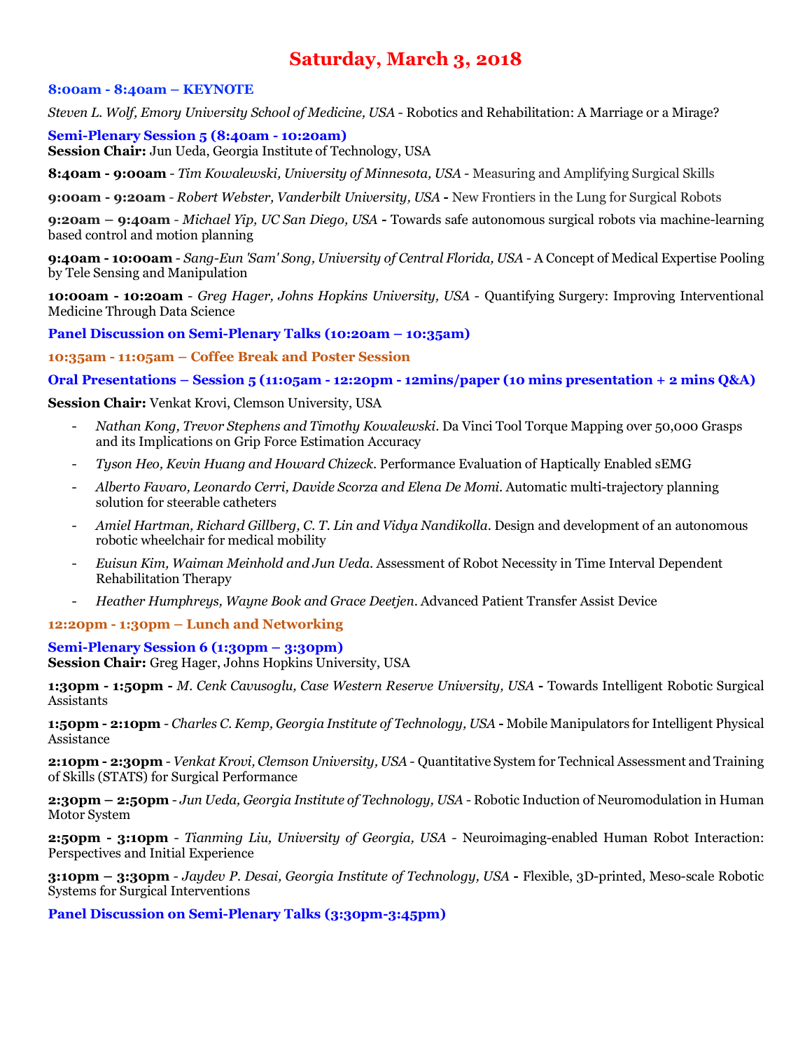# Saturday, March 3, 2018

**8:00am - 8:40am – KEYNOTE**

*Steven L. Wolf, Emory University School of Medicine, USA* - Robotics and Rehabilitation: A Marriage or a Mirage?

**Semi-Plenary Session 5 (8:40am - 10:20am)**
**Session Chair:** Jun Ueda, Georgia Institute of Technology, USA

**8:40am - 9:00am** - *Tim Kowalewski, University of Minnesota, USA* - Measuring and Amplifying Surgical Skills

**9:00am - 9:20am** - *Robert Webster, Vanderbilt University, USA* **-** New Frontiers in the Lung for Surgical Robots

**9:20am – 9:40am** - *Michael Yip, UC San Diego, USA* **-** Towards safe autonomous surgical robots via machine-learning based control and motion planning

**9:40am - 10:00am** - *Sang-Eun 'Sam' Song, University of Central Florida, USA* - A Concept of Medical Expertise Pooling by Tele Sensing and Manipulation

**10:00am - 10:20am** - *Greg Hager, Johns Hopkins University, USA* - Quantifying Surgery: Improving Interventional Medicine Through Data Science

**Panel Discussion on Semi-Plenary Talks (10:20am – 10:35am)**

**10:35am - 11:05am – Coffee Break and Poster Session**

**Oral Presentations – Session 5 (11:05am - 12:20pm - 12mins/paper (10 mins presentation + 2 mins Q&A)**

**Session Chair:** Venkat Krovi, Clemson University, USA

- *Nathan Kong, Trevor Stephens and Timothy Kowalewski*. Da Vinci Tool Torque Mapping over 50,000 Grasps and its Implications on Grip Force Estimation Accuracy
- *Tyson Heo, Kevin Huang and Howard Chizeck*. Performance Evaluation of Haptically Enabled sEMG
- *Alberto Favaro, Leonardo Cerri, Davide Scorza and Elena De Momi*. Automatic multi-trajectory planning solution for steerable catheters
- *Amiel Hartman, Richard Gillberg, C. T. Lin and Vidya Nandikolla*. Design and development of an autonomous robotic wheelchair for medical mobility
- *Euisun Kim, Waiman Meinhold and Jun Ueda*. Assessment of Robot Necessity in Time Interval Dependent Rehabilitation Therapy
- *Heather Humphreys, Wayne Book and Grace Deetjen*. Advanced Patient Transfer Assist Device

**12:20pm - 1:30pm – Lunch and Networking**

**Semi-Plenary Session 6 (1:30pm – 3:30pm)**
**Session Chair:** Greg Hager, Johns Hopkins University, USA

**1:30pm - 1:50pm -** *M. Cenk Cavusoglu, Case Western Reserve University, USA* **-** Towards Intelligent Robotic Surgical Assistants

**1:50pm - 2:10pm** - *Charles C. Kemp, Georgia Institute of Technology, USA* **-** Mobile Manipulators for Intelligent Physical Assistance

**2:10pm - 2:30pm** - *Venkat Krovi, Clemson University, USA* - Quantitative System for Technical Assessment and Training of Skills (STATS) for Surgical Performance

**2:30pm – 2:50pm** - *Jun Ueda, Georgia Institute of Technology, USA* - Robotic Induction of Neuromodulation in Human Motor System

**2:50pm - 3:10pm** - *Tianming Liu, University of Georgia, USA* - Neuroimaging-enabled Human Robot Interaction: Perspectives and Initial Experience

**3:10pm – 3:30pm** - *Jaydev P. Desai, Georgia Institute of Technology, USA* **-** Flexible, 3D-printed, Meso-scale Robotic Systems for Surgical Interventions

**Panel Discussion on Semi-Plenary Talks (3:30pm-3:45pm)**